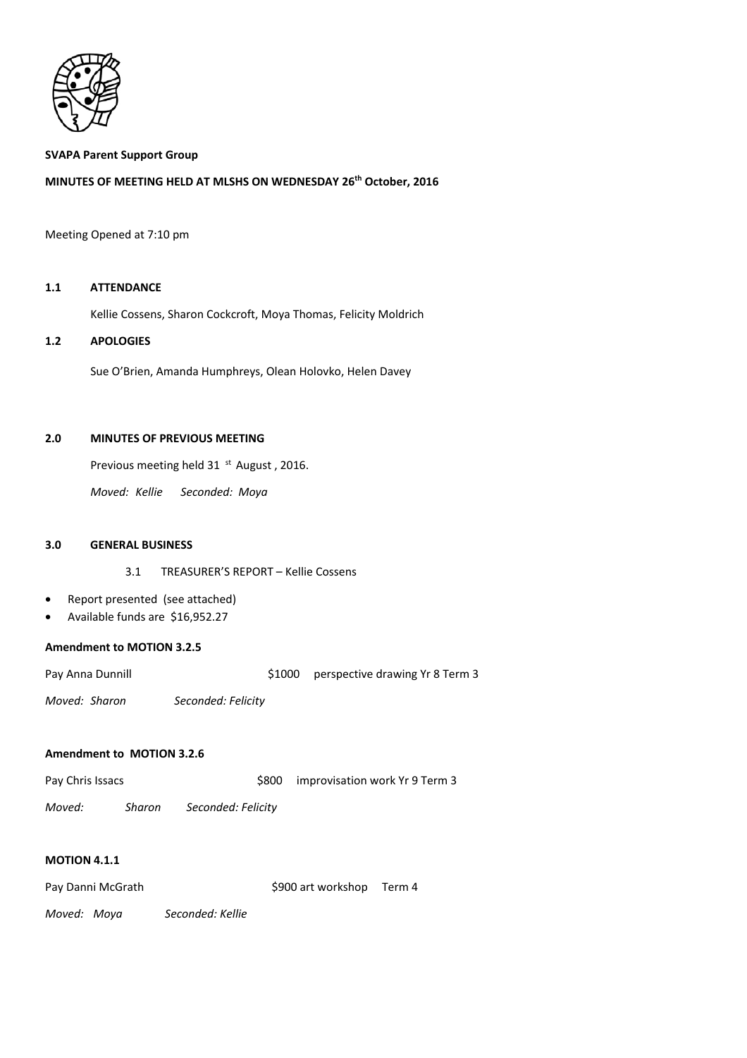**SVAPA Parent Support Group**

**MINUTES OF MEETING HELD AT MLSHS ON WEDNESDAY 26th October, 2016**

Meeting Opened at 7:10 pm

**1.1 ATTENDANCE**

Kellie Cossens, Sharon Cockcroft, Moya Thomas, Felicity Moldrich

**1.2 APOLOGIES**

Sue O'Brien, Amanda Humphreys, Olean Holovko, Helen Davey

**2.0 MINUTES OF PREVIOUS MEETING**

Previous meeting held 31st August , 2016.

*Moved: Kellie Seconded: Moya*

**3.0 GENERAL BUSINESS**

3.1 TREASURER'S REPORT – Kellie Cossens

- Report presented (see attached)
- Available funds are $16,952.27

**Amendment to MOTION 3.2.5**

Pay Anna Dunnill $1000 perspective drawing Yr 8 Term 3

*Moved: Sharon Seconded: Felicity*

**Amendment to MOTION 3.2.6**

Pay Chris Issacs $800 improvisation work Yr 9 Term 3

*Moved: Sharon Seconded: Felicity*

**MOTION 4.1.1**

Pay Danni McGrath $900 art workshop Term 4

*Moved: Moya Seconded: Kellie*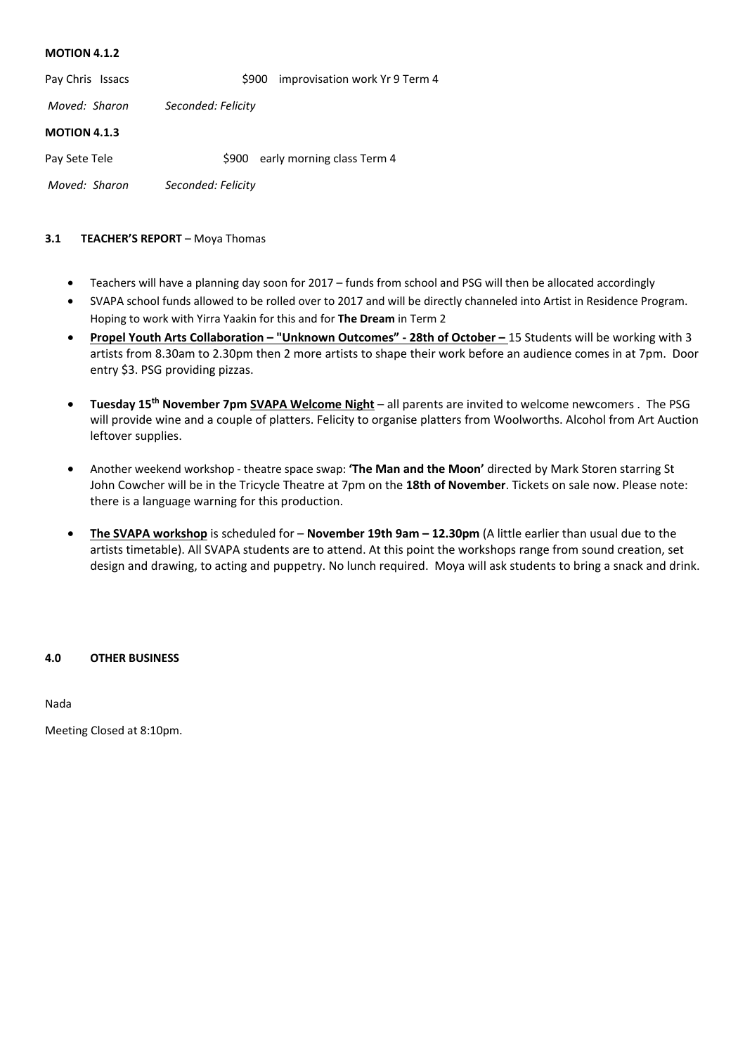**MOTION 4.1.2**

Pay Chris Issacs $900 improvisation work Yr 9 Term 4

*Moved: Sharon* *Seconded: Felicity*

**MOTION 4.1.3**

Pay Sete Tele $900 early morning class Term 4

*Moved: Sharon* *Seconded: Felicity*

**3.1 TEACHER'S REPORT** – Moya Thomas

- Teachers will have a planning day soon for 2017 – funds from school and PSG will then be allocated accordingly
- SVAPA school funds allowed to be rolled over to 2017 and will be directly channeled into Artist in Residence Program. Hoping to work with Yirra Yaakin for this and for **The Dream** in Term 2
- **Propel Youth Arts Collaboration – "Unknown Outcomes" - 28th of October –** 15 Students will be working with 3 artists from 8.30am to 2.30pm then 2 more artists to shape their work before an audience comes in at 7pm. Door entry $3. PSG providing pizzas.
- **Tuesday 15th November 7pm SVAPA Welcome Night** – all parents are invited to welcome newcomers . The PSG will provide wine and a couple of platters. Felicity to organise platters from Woolworths. Alcohol from Art Auction leftover supplies.
- Another weekend workshop - theatre space swap: **'The Man and the Moon'** directed by Mark Storen starring St John Cowcher will be in the Tricycle Theatre at 7pm on the **18th of November**. Tickets on sale now. Please note: there is a language warning for this production.
- **The SVAPA workshop** is scheduled for – **November 19th 9am – 12.30pm** (A little earlier than usual due to the artists timetable). All SVAPA students are to attend. At this point the workshops range from sound creation, set design and drawing, to acting and puppetry. No lunch required. Moya will ask students to bring a snack and drink.

**4.0 OTHER BUSINESS**

Nada

Meeting Closed at 8:10pm.